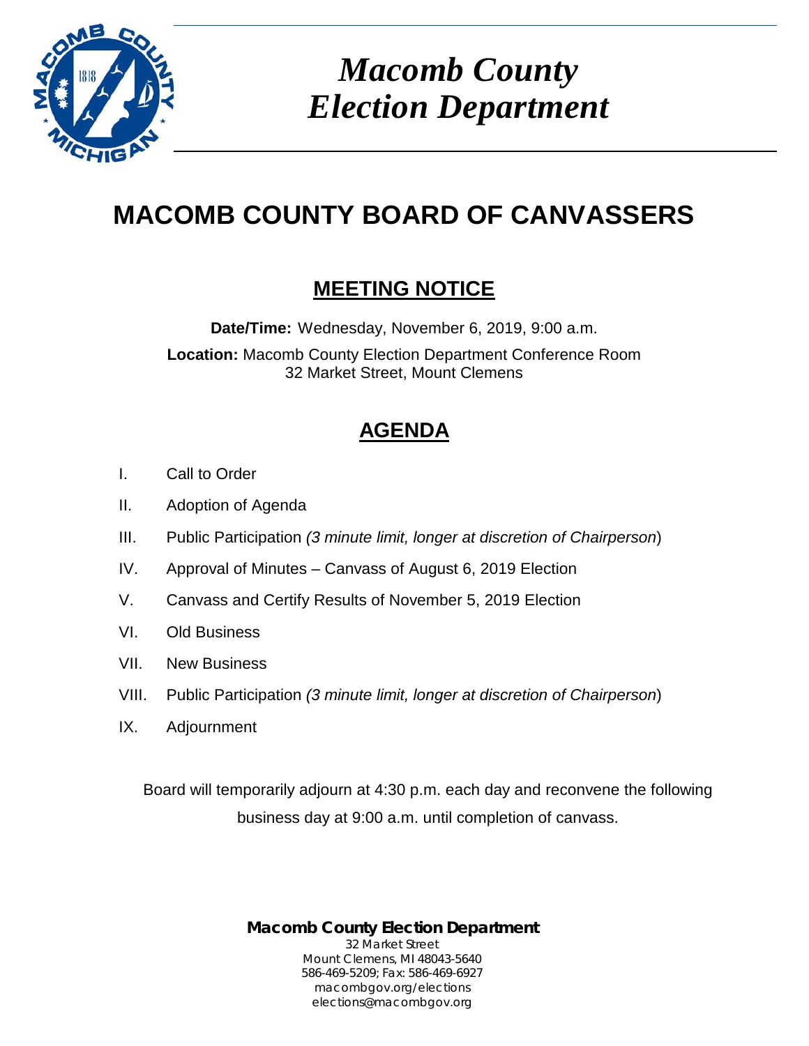# *Macomb County Election Department*

# MACOMB COUNTY BOARD OF CANVASSERS

## MEETING NOTICE

**Date/Time:** Wednesday, November 6, 2019, 9:00 a.m.

**Location:** Macomb County Election Department Conference Room
32 Market Street, Mount Clemens

## AGENDA

I. Call to Order

II. Adoption of Agenda

III. Public Participation *(3 minute limit, longer at discretion of Chairperson*)

IV. Approval of Minutes – Canvass of August 6, 2019 Election

V. Canvass and Certify Results of November 5, 2019 Election

VI. Old Business

VII. New Business

VIII. Public Participation *(3 minute limit, longer at discretion of Chairperson*)

IX. Adjournment

Board will temporarily adjourn at 4:30 p.m. each day and reconvene the following business day at 9:00 a.m. until completion of canvass.

**Macomb County Election Department**
32 Market Street
Mount Clemens, MI 48043-5640
586-469-5209; Fax: 586-469-6927
macombgov.org/elections
elections@macombgov.org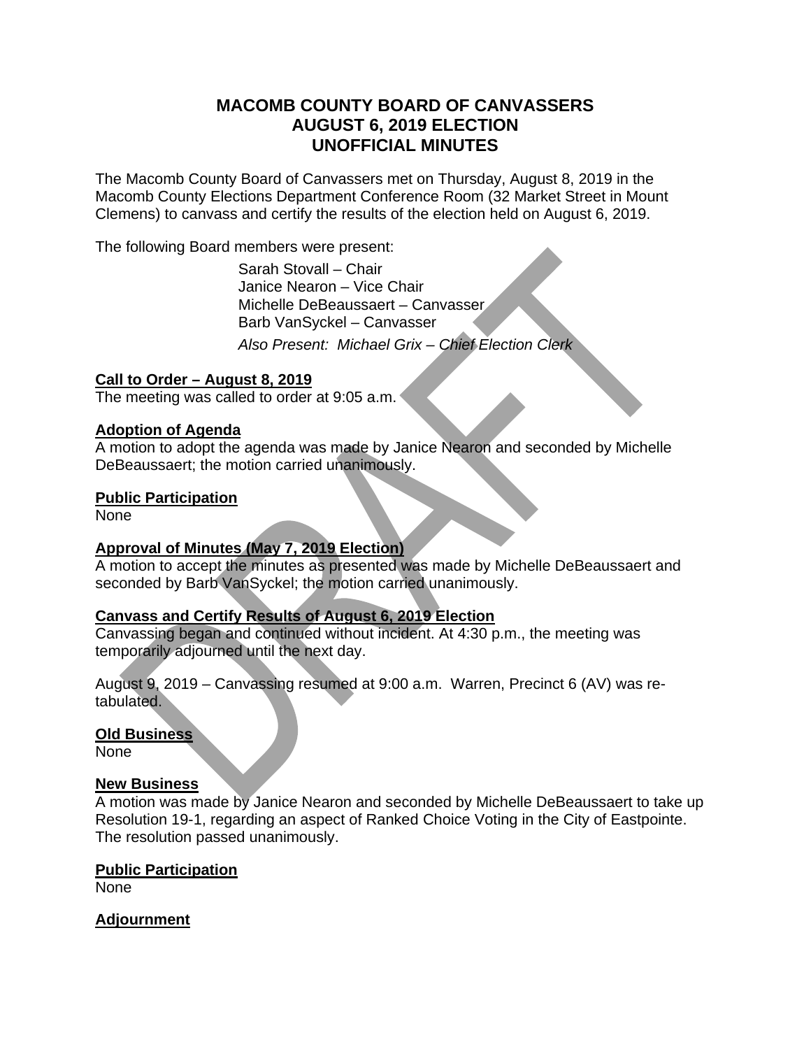# MACOMB COUNTY BOARD OF CANVASSERS
# AUGUST 6, 2019 ELECTION
# UNOFFICIAL MINUTES

The Macomb County Board of Canvassers met on Thursday, August 8, 2019 in the Macomb County Elections Department Conference Room (32 Market Street in Mount Clemens) to canvass and certify the results of the election held on August 6, 2019.

The following Board members were present:

Sarah Stovall – Chair
Janice Nearon – Vice Chair
Michelle DeBeaussaert – Canvasser
Barb VanSyckel – Canvasser

*Also Present: Michael Grix – Chief Election Clerk*

**Call to Order – August 8, 2019**
The meeting was called to order at 9:05 a.m.

**Adoption of Agenda**
A motion to adopt the agenda was made by Janice Nearon and seconded by Michelle DeBeaussaert; the motion carried unanimously.

**Public Participation**
None

**Approval of Minutes (May 7, 2019 Election)**
A motion to accept the minutes as presented was made by Michelle DeBeaussaert and seconded by Barb VanSyckel; the motion carried unanimously.

**Canvass and Certify Results of August 6, 2019 Election**
Canvassing began and continued without incident. At 4:30 p.m., the meeting was temporarily adjourned until the next day.

August 9, 2019 – Canvassing resumed at 9:00 a.m. Warren, Precinct 6 (AV) was re-tabulated.

**Old Business**
None

**New Business**
A motion was made by Janice Nearon and seconded by Michelle DeBeaussaert to take up Resolution 19-1, regarding an aspect of Ranked Choice Voting in the City of Eastpointe. The resolution passed unanimously.

**Public Participation**
None

**Adjournment**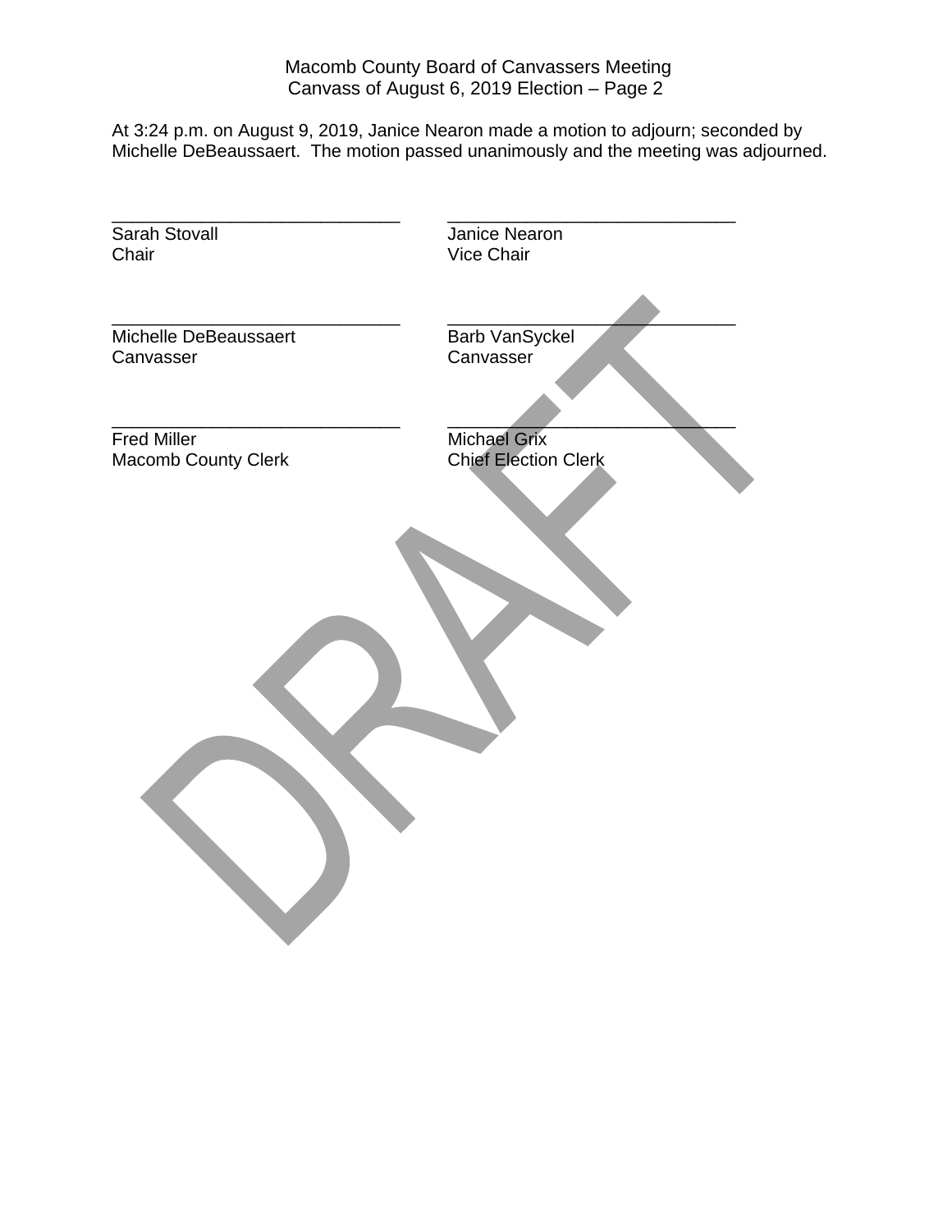At 3:24 p.m. on August 9, 2019, Janice Nearon made a motion to adjourn; seconded by Michelle DeBeaussaert. The motion passed unanimously and the meeting was adjourned.

| | |
|---|---|
| ______________________________ | ______________________________ |
| Sarah Stovall | Janice Nearon |
| Chair | Vice Chair |
| ______________________________ | ______________________________ |
| Michelle DeBeaussaert | Barb VanSyckel |
| Canvasser | Canvasser |
| ______________________________ | ______________________________ |
| Fred Miller | Michael Grix |
| Macomb County Clerk | Chief Election Clerk |

DRAFT